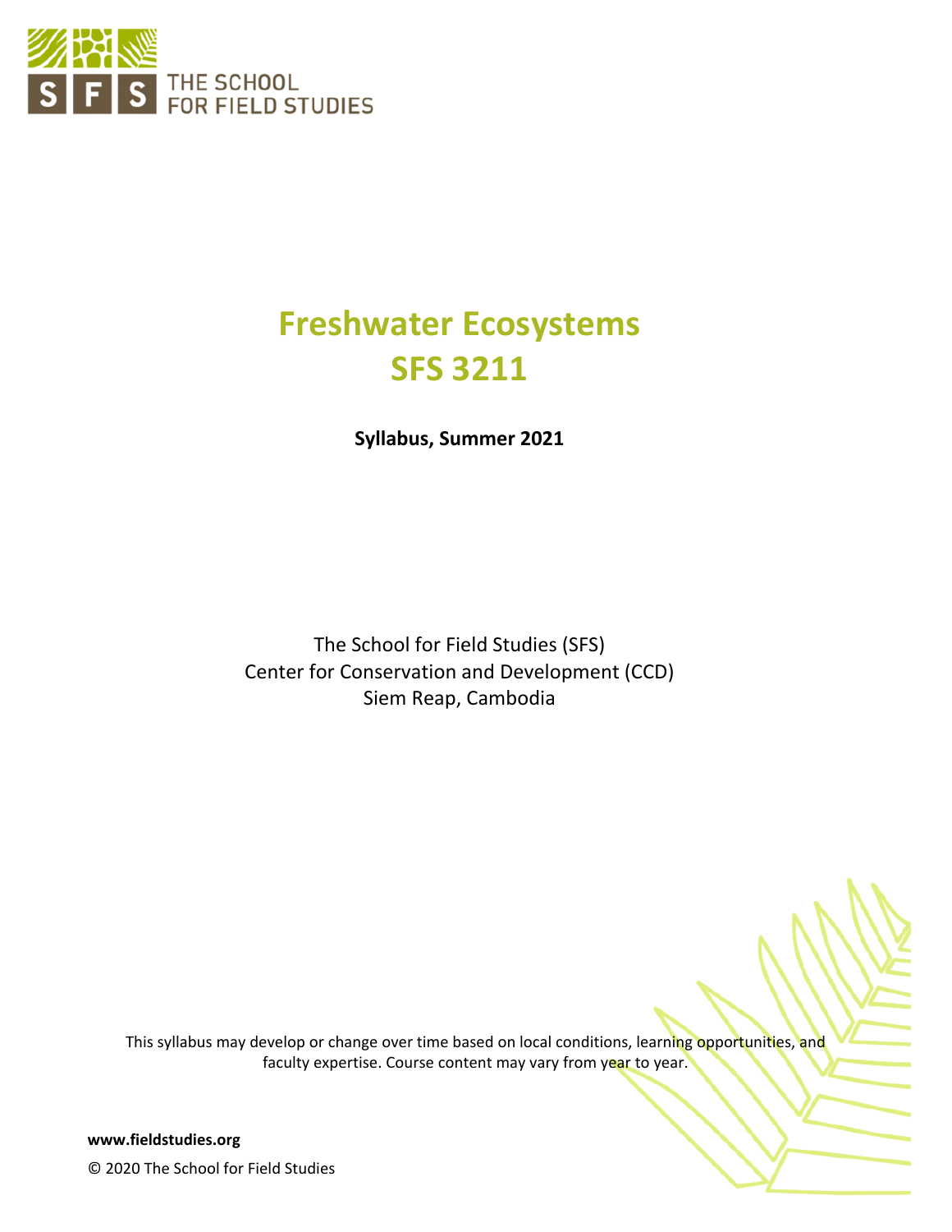THE SCHOOL FOR FIELD STUDIES

# Freshwater Ecosystems
# SFS 3211

**Syllabus, Summer 2021**

The School for Field Studies (SFS)
Center for Conservation and Development (CCD)
Siem Reap, Cambodia

This syllabus may develop or change over time based on local conditions, learning opportunities, and faculty expertise. Course content may vary from year to year.

**www.fieldstudies.org**

© 2020 The School for Field Studies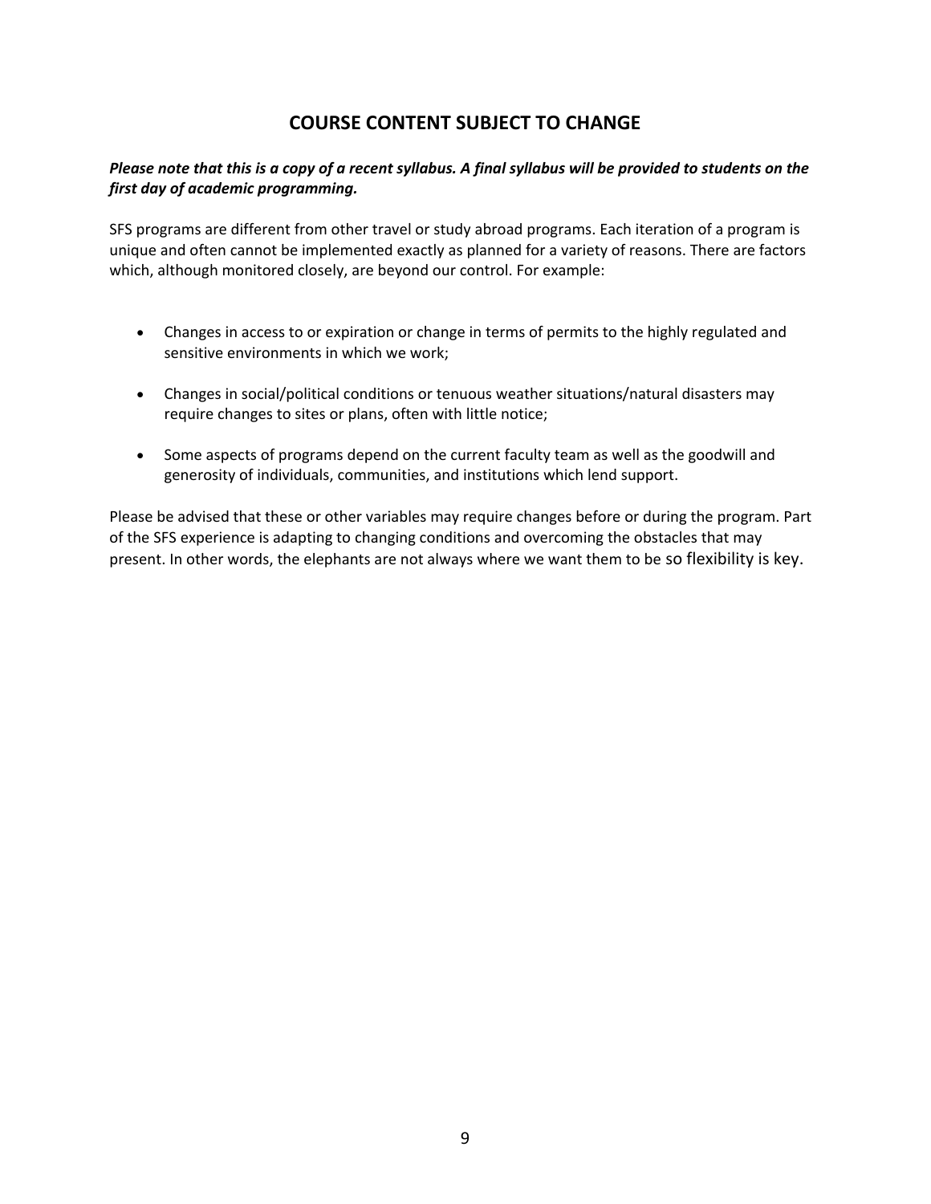# COURSE CONTENT SUBJECT TO CHANGE

***Please note that this is a copy of a recent syllabus. A final syllabus will be provided to students on the first day of academic programming.***

SFS programs are different from other travel or study abroad programs. Each iteration of a program is unique and often cannot be implemented exactly as planned for a variety of reasons. There are factors which, although monitored closely, are beyond our control. For example:

- Changes in access to or expiration or change in terms of permits to the highly regulated and sensitive environments in which we work;
- Changes in social/political conditions or tenuous weather situations/natural disasters may require changes to sites or plans, often with little notice;
- Some aspects of programs depend on the current faculty team as well as the goodwill and generosity of individuals, communities, and institutions which lend support.

Please be advised that these or other variables may require changes before or during the program. Part of the SFS experience is adapting to changing conditions and overcoming the obstacles that may present. In other words, the elephants are not always where we want them to be so flexibility is key.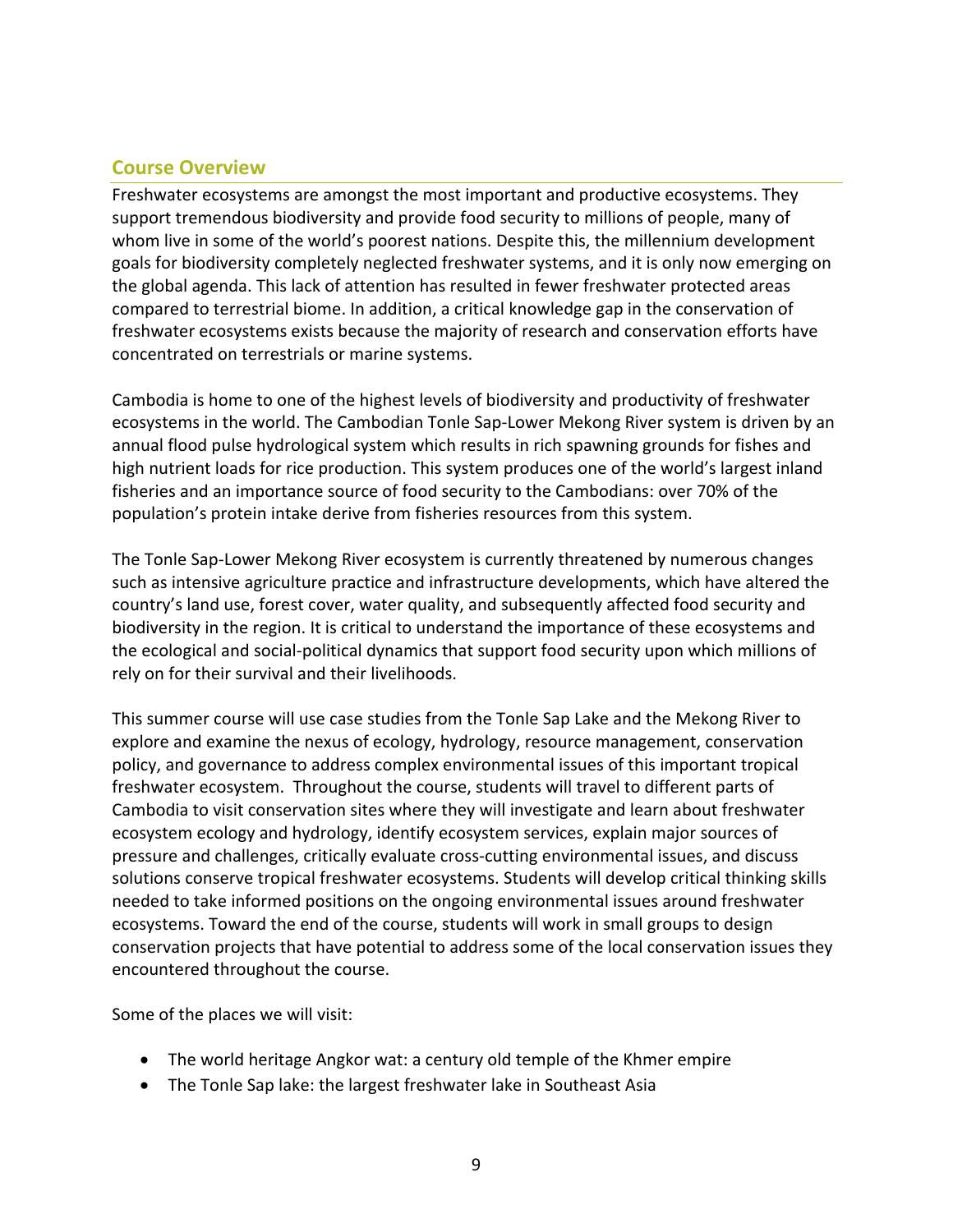## Course Overview

Freshwater ecosystems are amongst the most important and productive ecosystems. They support tremendous biodiversity and provide food security to millions of people, many of whom live in some of the world's poorest nations. Despite this, the millennium development goals for biodiversity completely neglected freshwater systems, and it is only now emerging on the global agenda. This lack of attention has resulted in fewer freshwater protected areas compared to terrestrial biome. In addition, a critical knowledge gap in the conservation of freshwater ecosystems exists because the majority of research and conservation efforts have concentrated on terrestrials or marine systems.

Cambodia is home to one of the highest levels of biodiversity and productivity of freshwater ecosystems in the world. The Cambodian Tonle Sap-Lower Mekong River system is driven by an annual flood pulse hydrological system which results in rich spawning grounds for fishes and high nutrient loads for rice production. This system produces one of the world's largest inland fisheries and an importance source of food security to the Cambodians: over 70% of the population's protein intake derive from fisheries resources from this system.

The Tonle Sap-Lower Mekong River ecosystem is currently threatened by numerous changes such as intensive agriculture practice and infrastructure developments, which have altered the country's land use, forest cover, water quality, and subsequently affected food security and biodiversity in the region. It is critical to understand the importance of these ecosystems and the ecological and social-political dynamics that support food security upon which millions of rely on for their survival and their livelihoods.

This summer course will use case studies from the Tonle Sap Lake and the Mekong River to explore and examine the nexus of ecology, hydrology, resource management, conservation policy, and governance to address complex environmental issues of this important tropical freshwater ecosystem. Throughout the course, students will travel to different parts of Cambodia to visit conservation sites where they will investigate and learn about freshwater ecosystem ecology and hydrology, identify ecosystem services, explain major sources of pressure and challenges, critically evaluate cross-cutting environmental issues, and discuss solutions conserve tropical freshwater ecosystems. Students will develop critical thinking skills needed to take informed positions on the ongoing environmental issues around freshwater ecosystems. Toward the end of the course, students will work in small groups to design conservation projects that have potential to address some of the local conservation issues they encountered throughout the course.

Some of the places we will visit:

- The world heritage Angkor wat: a century old temple of the Khmer empire
- The Tonle Sap lake: the largest freshwater lake in Southeast Asia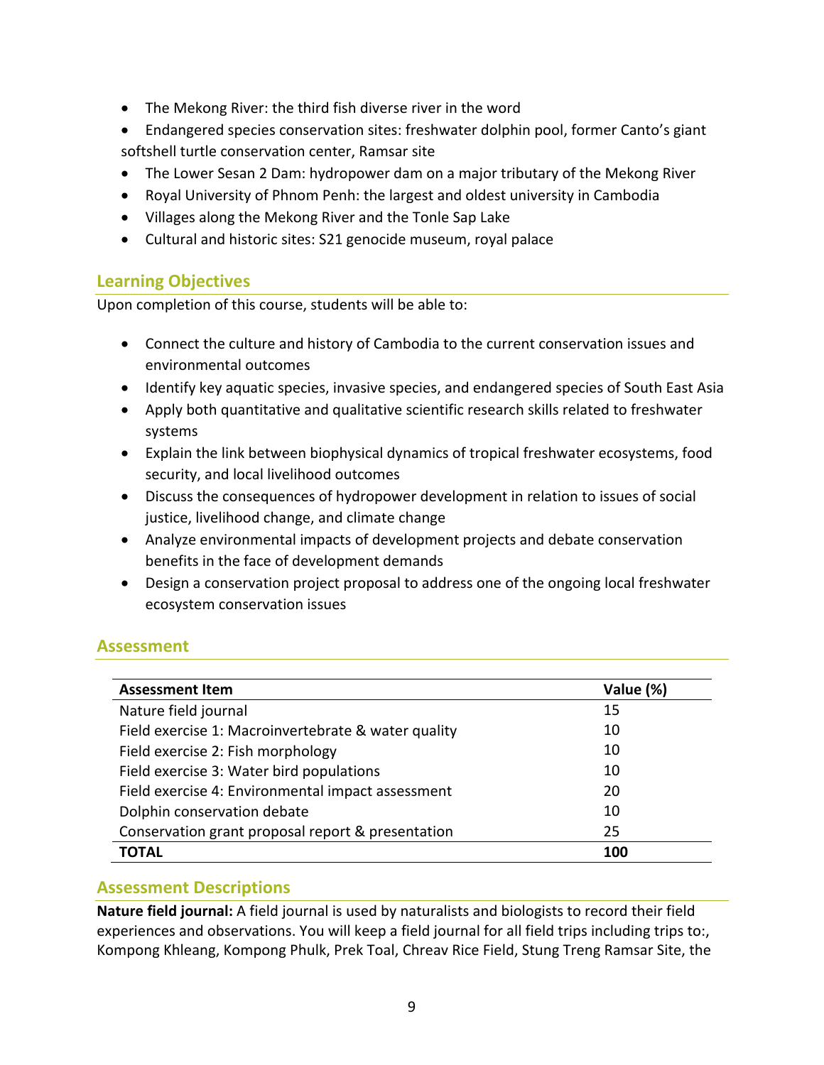- The Mekong River: the third fish diverse river in the word
- Endangered species conservation sites: freshwater dolphin pool, former Canto's giant softshell turtle conservation center, Ramsar site
- The Lower Sesan 2 Dam: hydropower dam on a major tributary of the Mekong River
- Royal University of Phnom Penh: the largest and oldest university in Cambodia
- Villages along the Mekong River and the Tonle Sap Lake
- Cultural and historic sites: S21 genocide museum, royal palace

## Learning Objectives

Upon completion of this course, students will be able to:

- Connect the culture and history of Cambodia to the current conservation issues and environmental outcomes
- Identify key aquatic species, invasive species, and endangered species of South East Asia
- Apply both quantitative and qualitative scientific research skills related to freshwater systems
- Explain the link between biophysical dynamics of tropical freshwater ecosystems, food security, and local livelihood outcomes
- Discuss the consequences of hydropower development in relation to issues of social justice, livelihood change, and climate change
- Analyze environmental impacts of development projects and debate conservation benefits in the face of development demands
- Design a conservation project proposal to address one of the ongoing local freshwater ecosystem conservation issues

## Assessment

| Assessment Item | Value (%) |
|---|---|
| Nature field journal | 15 |
| Field exercise 1: Macroinvertebrate & water quality | 10 |
| Field exercise 2: Fish morphology | 10 |
| Field exercise 3: Water bird populations | 10 |
| Field exercise 4: Environmental impact assessment | 20 |
| Dolphin conservation debate | 10 |
| Conservation grant proposal report & presentation | 25 |
| **TOTAL** | **100** |

## Assessment Descriptions

**Nature field journal:** A field journal is used by naturalists and biologists to record their field experiences and observations. You will keep a field journal for all field trips including trips to:, Kompong Khleang, Kompong Phulk, Prek Toal, Chreav Rice Field, Stung Treng Ramsar Site, the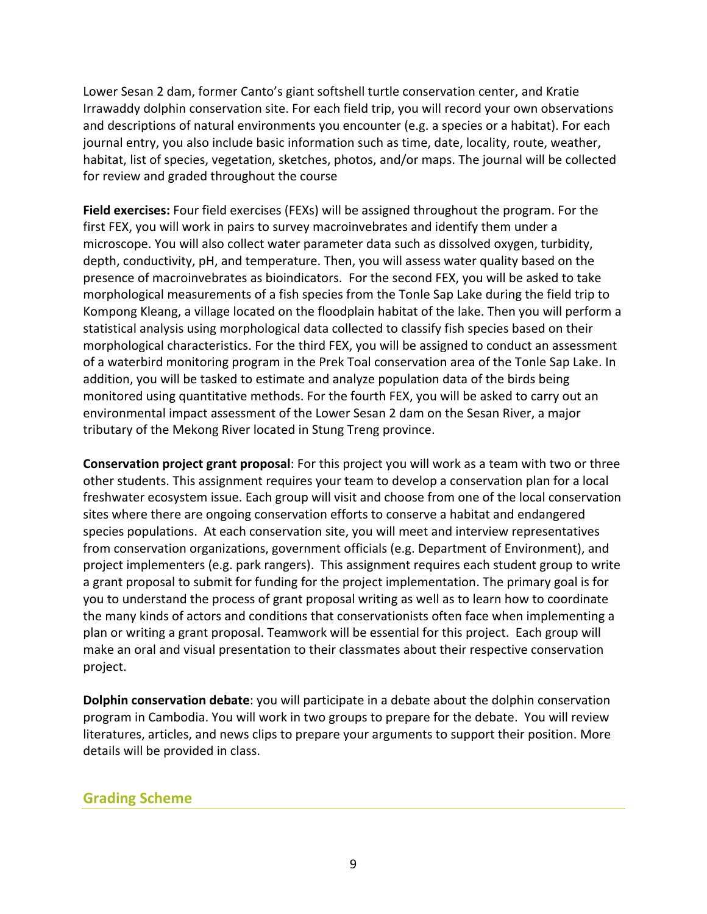Lower Sesan 2 dam, former Canto's giant softshell turtle conservation center, and Kratie Irrawaddy dolphin conservation site. For each field trip, you will record your own observations and descriptions of natural environments you encounter (e.g. a species or a habitat). For each journal entry, you also include basic information such as time, date, locality, route, weather, habitat, list of species, vegetation, sketches, photos, and/or maps. The journal will be collected for review and graded throughout the course

**Field exercises:** Four field exercises (FEXs) will be assigned throughout the program. For the first FEX, you will work in pairs to survey macroinvebrates and identify them under a microscope. You will also collect water parameter data such as dissolved oxygen, turbidity, depth, conductivity, pH, and temperature. Then, you will assess water quality based on the presence of macroinvebrates as bioindicators. For the second FEX, you will be asked to take morphological measurements of a fish species from the Tonle Sap Lake during the field trip to Kompong Kleang, a village located on the floodplain habitat of the lake. Then you will perform a statistical analysis using morphological data collected to classify fish species based on their morphological characteristics. For the third FEX, you will be assigned to conduct an assessment of a waterbird monitoring program in the Prek Toal conservation area of the Tonle Sap Lake. In addition, you will be tasked to estimate and analyze population data of the birds being monitored using quantitative methods. For the fourth FEX, you will be asked to carry out an environmental impact assessment of the Lower Sesan 2 dam on the Sesan River, a major tributary of the Mekong River located in Stung Treng province.

**Conservation project grant proposal**: For this project you will work as a team with two or three other students. This assignment requires your team to develop a conservation plan for a local freshwater ecosystem issue. Each group will visit and choose from one of the local conservation sites where there are ongoing conservation efforts to conserve a habitat and endangered species populations. At each conservation site, you will meet and interview representatives from conservation organizations, government officials (e.g. Department of Environment), and project implementers (e.g. park rangers). This assignment requires each student group to write a grant proposal to submit for funding for the project implementation. The primary goal is for you to understand the process of grant proposal writing as well as to learn how to coordinate the many kinds of actors and conditions that conservationists often face when implementing a plan or writing a grant proposal. Teamwork will be essential for this project. Each group will make an oral and visual presentation to their classmates about their respective conservation project.

**Dolphin conservation debate**: you will participate in a debate about the dolphin conservation program in Cambodia. You will work in two groups to prepare for the debate. You will review literatures, articles, and news clips to prepare your arguments to support their position. More details will be provided in class.

## Grading Scheme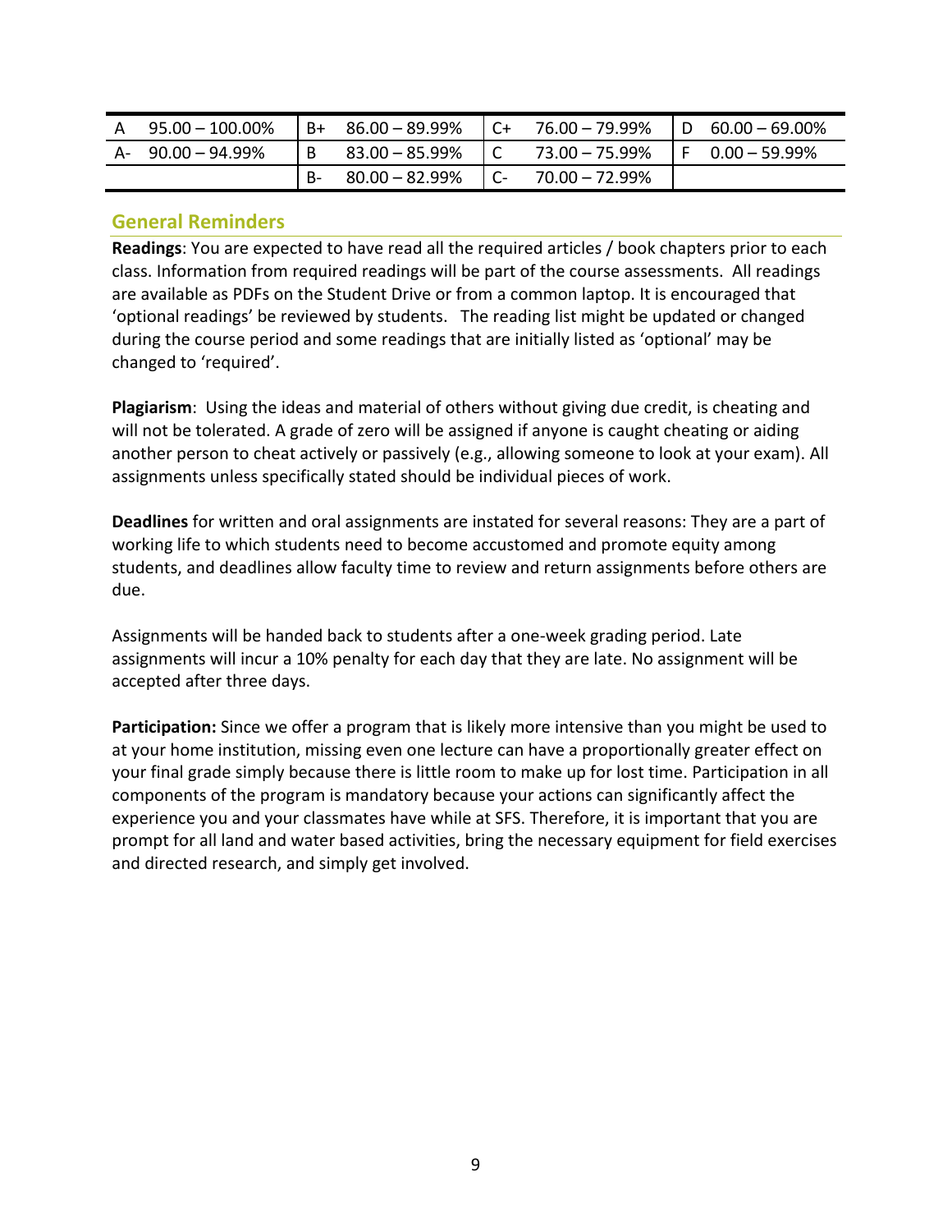| | | | | | | | |
|---|---|---|---|---|---|---|---|
| A | 95.00 – 100.00% | B+ | 86.00 – 89.99% | C+ | 76.00 – 79.99% | D | 60.00 – 69.00% |
| A- | 90.00 – 94.99% | B | 83.00 – 85.99% | C | 73.00 – 75.99% | F | 0.00 – 59.99% |
| | | B- | 80.00 – 82.99% | C- | 70.00 – 72.99% | | |

## General Reminders

**Readings**: You are expected to have read all the required articles / book chapters prior to each class. Information from required readings will be part of the course assessments. All readings are available as PDFs on the Student Drive or from a common laptop. It is encouraged that 'optional readings' be reviewed by students. The reading list might be updated or changed during the course period and some readings that are initially listed as 'optional' may be changed to 'required'.

**Plagiarism**: Using the ideas and material of others without giving due credit, is cheating and will not be tolerated. A grade of zero will be assigned if anyone is caught cheating or aiding another person to cheat actively or passively (e.g., allowing someone to look at your exam). All assignments unless specifically stated should be individual pieces of work.

**Deadlines** for written and oral assignments are instated for several reasons: They are a part of working life to which students need to become accustomed and promote equity among students, and deadlines allow faculty time to review and return assignments before others are due.

Assignments will be handed back to students after a one-week grading period. Late assignments will incur a 10% penalty for each day that they are late. No assignment will be accepted after three days.

**Participation:** Since we offer a program that is likely more intensive than you might be used to at your home institution, missing even one lecture can have a proportionally greater effect on your final grade simply because there is little room to make up for lost time. Participation in all components of the program is mandatory because your actions can significantly affect the experience you and your classmates have while at SFS. Therefore, it is important that you are prompt for all land and water based activities, bring the necessary equipment for field exercises and directed research, and simply get involved.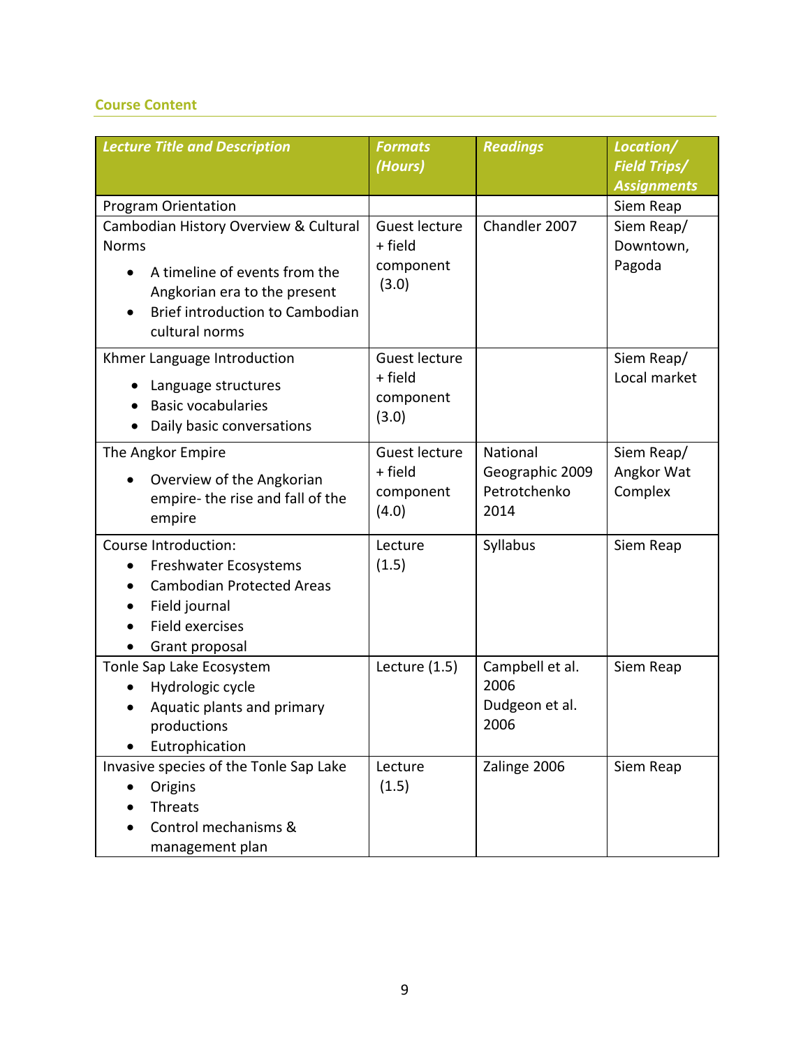## Course Content

| *Lecture Title and Description* | *Formats (Hours)* | *Readings* | *Location/ Field Trips/ Assignments* |
|---|---|---|---|
| Program Orientation | | | Siem Reap |
| Cambodian History Overview & Cultural Norms<br>• A timeline of events from the Angkorian era to the present<br>• Brief introduction to Cambodian cultural norms | Guest lecture + field component (3.0) | Chandler 2007 | Siem Reap/ Downtown, Pagoda |
| Khmer Language Introduction<br>• Language structures<br>• Basic vocabularies<br>• Daily basic conversations | Guest lecture + field component (3.0) | | Siem Reap/ Local market |
| The Angkor Empire<br>• Overview of the Angkorian empire- the rise and fall of the empire | Guest lecture + field component (4.0) | National Geographic 2009<br>Petrotchenko 2014 | Siem Reap/ Angkor Wat Complex |
| Course Introduction:<br>• Freshwater Ecosystems<br>• Cambodian Protected Areas<br>• Field journal<br>• Field exercises<br>• Grant proposal | Lecture (1.5) | Syllabus | Siem Reap |
| Tonle Sap Lake Ecosystem<br>• Hydrologic cycle<br>• Aquatic plants and primary productions<br>• Eutrophication | Lecture (1.5) | Campbell et al. 2006<br>Dudgeon et al. 2006 | Siem Reap |
| Invasive species of the Tonle Sap Lake<br>• Origins<br>• Threats<br>• Control mechanisms & management plan | Lecture (1.5) | Zalinge 2006 | Siem Reap |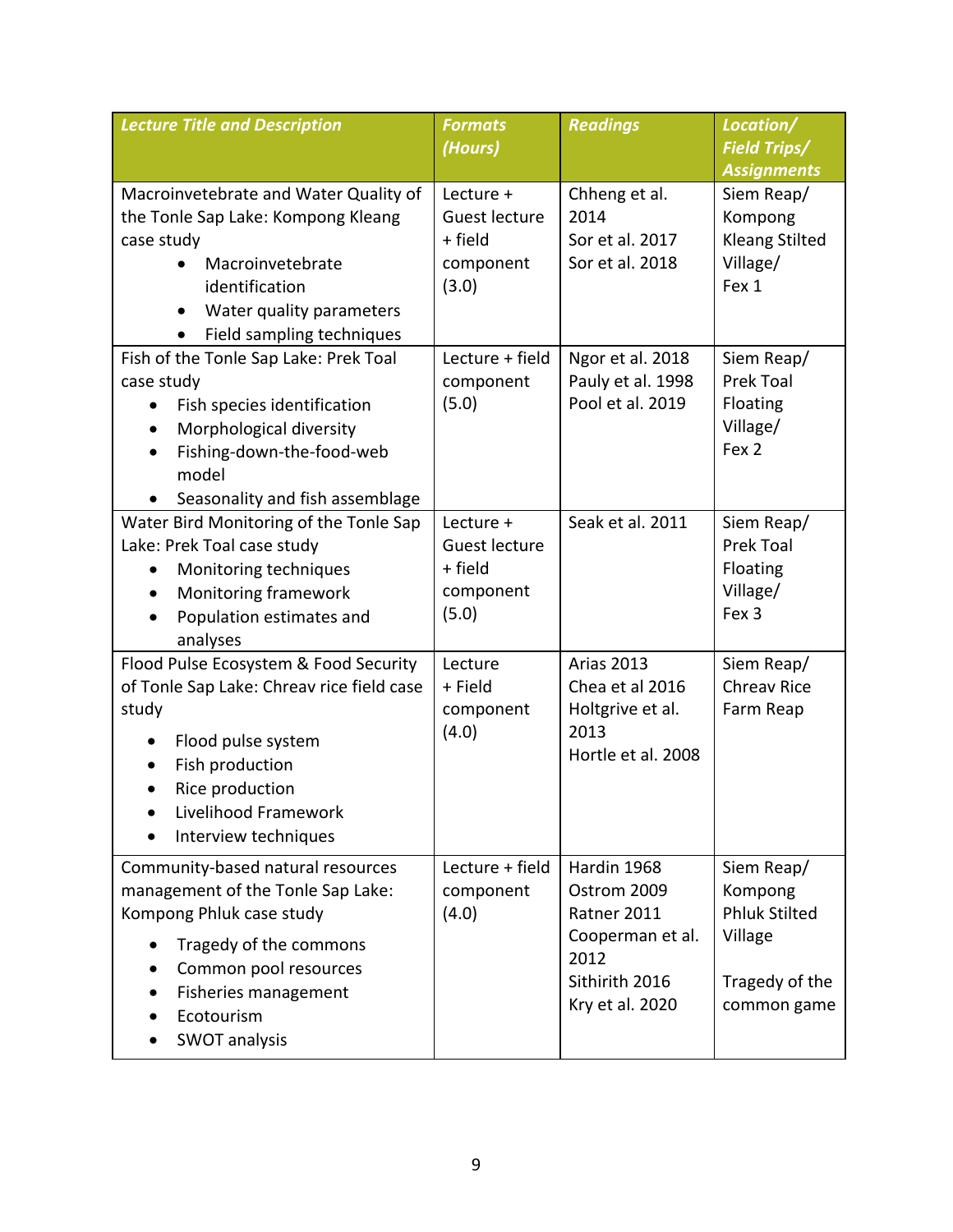| *Lecture Title and Description* | *Formats (Hours)* | *Readings* | *Location/ Field Trips/ Assignments* |
|---|---|---|---|
| Macroinvetebrate and Water Quality of the Tonle Sap Lake: Kompong Kleang case study<br>• Macroinvetebrate identification<br>• Water quality parameters<br>• Field sampling techniques | Lecture + Guest lecture + field component (3.0) | Chheng et al. 2014<br>Sor et al. 2017<br>Sor et al. 2018 | Siem Reap/ Kompong Kleang Stilted Village/ Fex 1 |
| Fish of the Tonle Sap Lake: Prek Toal case study<br>• Fish species identification<br>• Morphological diversity<br>• Fishing-down-the-food-web model<br>• Seasonality and fish assemblage | Lecture + field component (5.0) | Ngor et al. 2018<br>Pauly et al. 1998<br>Pool et al. 2019 | Siem Reap/ Prek Toal Floating Village/ Fex 2 |
| Water Bird Monitoring of the Tonle Sap Lake: Prek Toal case study<br>• Monitoring techniques<br>• Monitoring framework<br>• Population estimates and analyses | Lecture + Guest lecture + field component (5.0) | Seak et al. 2011 | Siem Reap/ Prek Toal Floating Village/ Fex 3 |
| Flood Pulse Ecosystem & Food Security of Tonle Sap Lake: Chreav rice field case study<br>• Flood pulse system<br>• Fish production<br>• Rice production<br>• Livelihood Framework<br>• Interview techniques | Lecture + Field component (4.0) | Arias 2013<br>Chea et al 2016<br>Holtgrive et al. 2013<br>Hortle et al. 2008 | Siem Reap/ Chreav Rice Farm Reap |
| Community-based natural resources management of the Tonle Sap Lake: Kompong Phluk case study<br>• Tragedy of the commons<br>• Common pool resources<br>• Fisheries management<br>• Ecotourism<br>• SWOT analysis | Lecture + field component (4.0) | Hardin 1968<br>Ostrom 2009<br>Ratner 2011<br>Cooperman et al. 2012<br>Sithirith 2016<br>Kry et al. 2020 | Siem Reap/ Kompong Phluk Stilted Village<br><br>Tragedy of the common game |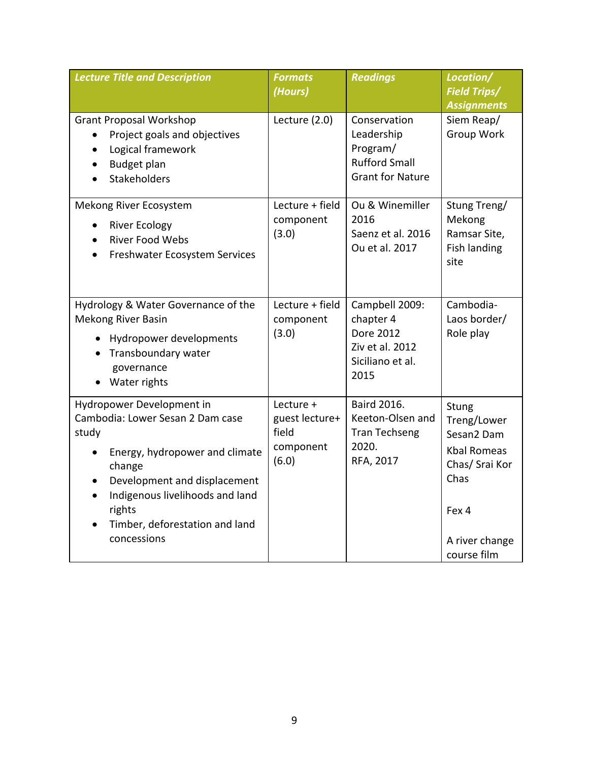| *Lecture Title and Description* | *Formats (Hours)* | *Readings* | *Location/ Field Trips/ Assignments* |
|---|---|---|---|
| Grant Proposal Workshop<br>• Project goals and objectives<br>• Logical framework<br>• Budget plan<br>• Stakeholders | Lecture (2.0) | Conservation Leadership Program/ Rufford Small Grant for Nature | Siem Reap/ Group Work |
| Mekong River Ecosystem<br>• River Ecology<br>• River Food Webs<br>• Freshwater Ecosystem Services | Lecture + field component (3.0) | Ou & Winemiller 2016<br>Saenz et al. 2016<br>Ou et al. 2017 | Stung Treng/ Mekong Ramsar Site, Fish landing site |
| Hydrology & Water Governance of the Mekong River Basin<br>• Hydropower developments<br>• Transboundary water governance<br>• Water rights | Lecture + field component (3.0) | Campbell 2009: chapter 4<br>Dore 2012<br>Ziv et al. 2012<br>Siciliano et al. 2015 | Cambodia-Laos border/ Role play |
| Hydropower Development in Cambodia: Lower Sesan 2 Dam case study<br>• Energy, hydropower and climate change<br>• Development and displacement<br>• Indigenous livelihoods and land rights<br>• Timber, deforestation and land concessions | Lecture + guest lecture+ field component (6.0) | Baird 2016.<br>Keeton-Olsen and Tran Techseng 2020.<br>RFA, 2017 | Stung Treng/Lower Sesan2 Dam<br>Kbal Romeas Chas/ Srai Kor Chas<br><br>Fex 4<br><br>A river change course film |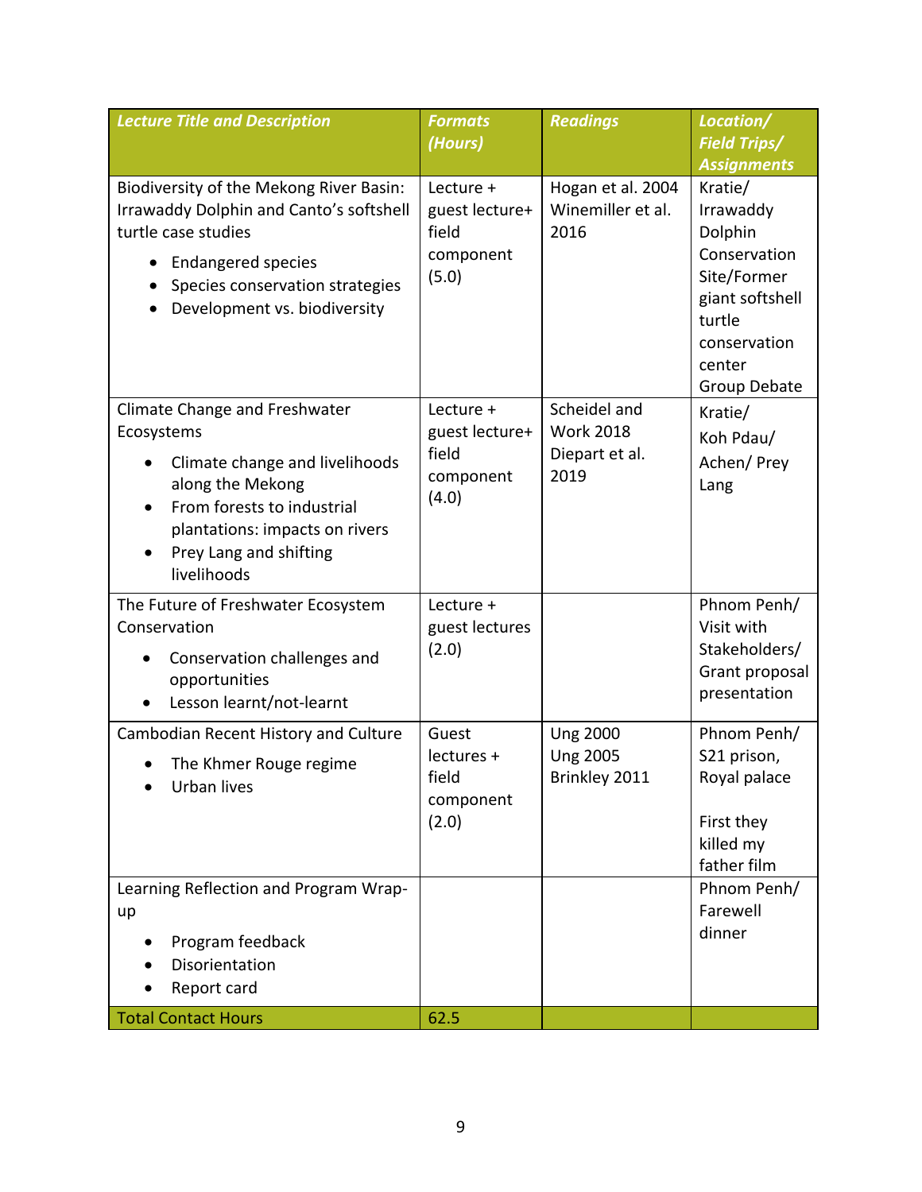| *Lecture Title and Description* | *Formats (Hours)* | *Readings* | *Location/ Field Trips/ Assignments* |
|---|---|---|---|
| Biodiversity of the Mekong River Basin: Irrawaddy Dolphin and Canto's softshell turtle case studies<br>• Endangered species<br>• Species conservation strategies<br>• Development vs. biodiversity | Lecture + guest lecture+ field component (5.0) | Hogan et al. 2004<br>Winemiller et al. 2016 | Kratie/ Irrawaddy Dolphin Conservation Site/Former giant softshell turtle conservation center<br>Group Debate |
| Climate Change and Freshwater Ecosystems<br>• Climate change and livelihoods along the Mekong<br>• From forests to industrial plantations: impacts on rivers<br>• Prey Lang and shifting livelihoods | Lecture + guest lecture+ field component (4.0) | Scheidel and Work 2018<br>Diepart et al. 2019 | Kratie/ Koh Pdau/ Achen/ Prey Lang |
| The Future of Freshwater Ecosystem Conservation<br>• Conservation challenges and opportunities<br>• Lesson learnt/not-learnt | Lecture + guest lectures (2.0) | | Phnom Penh/ Visit with Stakeholders/ Grant proposal presentation |
| Cambodian Recent History and Culture<br>• The Khmer Rouge regime<br>• Urban lives | Guest lectures + field component (2.0) | Ung 2000<br>Ung 2005<br>Brinkley 2011 | Phnom Penh/ S21 prison, Royal palace<br><br>First they killed my father film |
| Learning Reflection and Program Wrap-up<br>• Program feedback<br>• Disorientation<br>• Report card | | | Phnom Penh/ Farewell dinner |
| Total Contact Hours | 62.5 | | |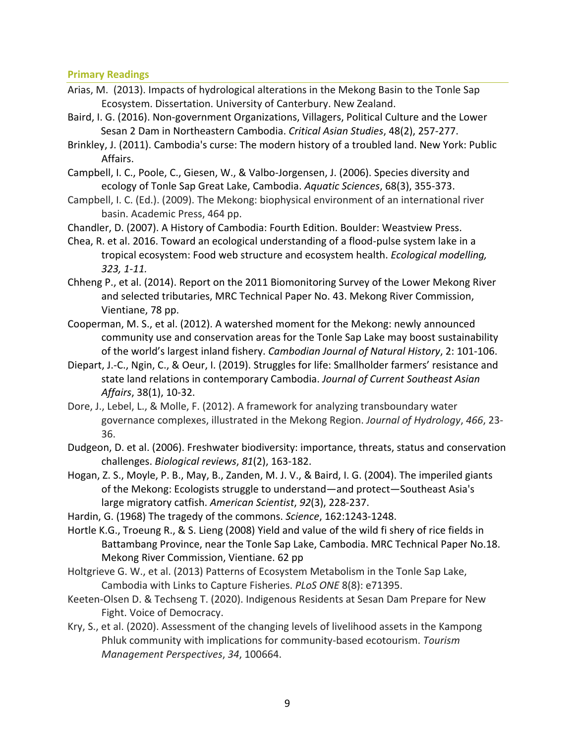## Primary Readings

Arias, M. (2013). Impacts of hydrological alterations in the Mekong Basin to the Tonle Sap Ecosystem. Dissertation. University of Canterbury. New Zealand.

Baird, I. G. (2016). Non-government Organizations, Villagers, Political Culture and the Lower Sesan 2 Dam in Northeastern Cambodia. *Critical Asian Studies*, 48(2), 257-277.

Brinkley, J. (2011). Cambodia's curse: The modern history of a troubled land. New York: Public Affairs.

Campbell, I. C., Poole, C., Giesen, W., & Valbo-Jorgensen, J. (2006). Species diversity and ecology of Tonle Sap Great Lake, Cambodia. *Aquatic Sciences*, 68(3), 355-373.

Campbell, I. C. (Ed.). (2009). The Mekong: biophysical environment of an international river basin. Academic Press, 464 pp.

Chandler, D. (2007). A History of Cambodia: Fourth Edition. Boulder: Weastview Press.

Chea, R. et al. 2016. Toward an ecological understanding of a flood-pulse system lake in a tropical ecosystem: Food web structure and ecosystem health. *Ecological modelling, 323, 1-11.*

Chheng P., et al. (2014). Report on the 2011 Biomonitoring Survey of the Lower Mekong River and selected tributaries, MRC Technical Paper No. 43. Mekong River Commission, Vientiane, 78 pp.

Cooperman, M. S., et al. (2012). A watershed moment for the Mekong: newly announced community use and conservation areas for the Tonle Sap Lake may boost sustainability of the world's largest inland fishery. *Cambodian Journal of Natural History*, 2: 101-106.

Diepart, J.-C., Ngin, C., & Oeur, I. (2019). Struggles for life: Smallholder farmers' resistance and state land relations in contemporary Cambodia. *Journal of Current Southeast Asian Affairs*, 38(1), 10-32.

Dore, J., Lebel, L., & Molle, F. (2012). A framework for analyzing transboundary water governance complexes, illustrated in the Mekong Region. *Journal of Hydrology*, *466*, 23-36.

Dudgeon, D. et al. (2006). Freshwater biodiversity: importance, threats, status and conservation challenges. *Biological reviews*, *81*(2), 163-182.

Hogan, Z. S., Moyle, P. B., May, B., Zanden, M. J. V., & Baird, I. G. (2004). The imperiled giants of the Mekong: Ecologists struggle to understand—and protect—Southeast Asia's large migratory catfish. *American Scientist*, *92*(3), 228-237.

Hardin, G. (1968) The tragedy of the commons. *Science*, 162:1243-1248.

Hortle K.G., Troeung R., & S. Lieng (2008) Yield and value of the wild fi shery of rice fields in Battambang Province, near the Tonle Sap Lake, Cambodia. MRC Technical Paper No.18. Mekong River Commission, Vientiane. 62 pp

Holtgrieve G. W., et al. (2013) Patterns of Ecosystem Metabolism in the Tonle Sap Lake, Cambodia with Links to Capture Fisheries. *PLoS ONE* 8(8): e71395.

Keeten-Olsen D. & Techseng T. (2020). Indigenous Residents at Sesan Dam Prepare for New Fight. Voice of Democracy.

Kry, S., et al. (2020). Assessment of the changing levels of livelihood assets in the Kampong Phluk community with implications for community-based ecotourism. *Tourism Management Perspectives*, *34*, 100664.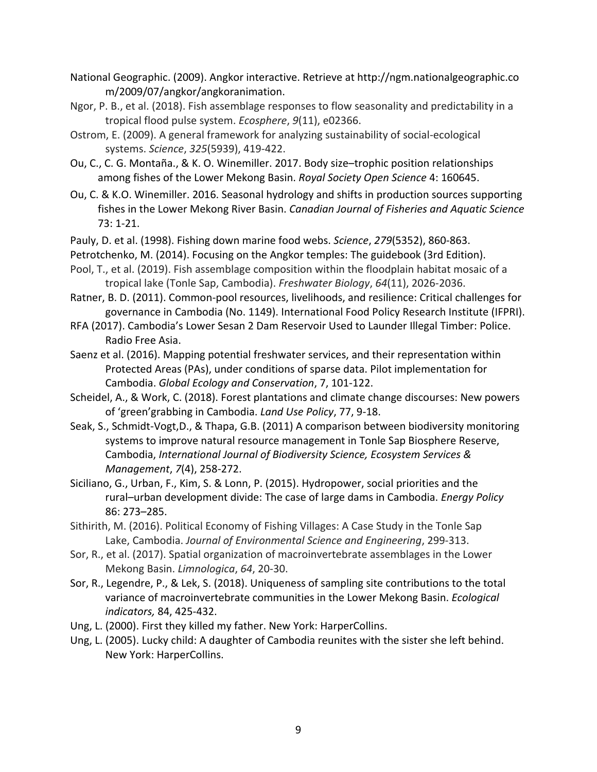National Geographic. (2009). Angkor interactive. Retrieve at http://ngm.nationalgeographic.com/2009/07/angkor/angkoranimation.

Ngor, P. B., et al. (2018). Fish assemblage responses to flow seasonality and predictability in a tropical flood pulse system. *Ecosphere*, *9*(11), e02366.

Ostrom, E. (2009). A general framework for analyzing sustainability of social-ecological systems. *Science*, *325*(5939), 419-422.

Ou, C., C. G. Montaña., & K. O. Winemiller. 2017. Body size–trophic position relationships among fishes of the Lower Mekong Basin. *Royal Society Open Science* 4: 160645.

Ou, C. & K.O. Winemiller. 2016. Seasonal hydrology and shifts in production sources supporting fishes in the Lower Mekong River Basin. *Canadian Journal of Fisheries and Aquatic Science* 73: 1-21.

Pauly, D. et al. (1998). Fishing down marine food webs. *Science*, *279*(5352), 860-863.

Petrotchenko, M. (2014). Focusing on the Angkor temples: The guidebook (3rd Edition).

Pool, T., et al. (2019). Fish assemblage composition within the floodplain habitat mosaic of a tropical lake (Tonle Sap, Cambodia). *Freshwater Biology*, *64*(11), 2026-2036.

Ratner, B. D. (2011). Common-pool resources, livelihoods, and resilience: Critical challenges for governance in Cambodia (No. 1149). International Food Policy Research Institute (IFPRI).

RFA (2017). Cambodia's Lower Sesan 2 Dam Reservoir Used to Launder Illegal Timber: Police. Radio Free Asia.

Saenz et al. (2016). Mapping potential freshwater services, and their representation within Protected Areas (PAs), under conditions of sparse data. Pilot implementation for Cambodia. *Global Ecology and Conservation*, 7, 101-122.

Scheidel, A., & Work, C. (2018). Forest plantations and climate change discourses: New powers of 'green'grabbing in Cambodia. *Land Use Policy*, 77, 9-18.

Seak, S., Schmidt-Vogt,D., & Thapa, G.B. (2011) A comparison between biodiversity monitoring systems to improve natural resource management in Tonle Sap Biosphere Reserve, Cambodia, *International Journal of Biodiversity Science, Ecosystem Services & Management*, *7*(4), 258-272.

Siciliano, G., Urban, F., Kim, S. & Lonn, P. (2015). Hydropower, social priorities and the rural–urban development divide: The case of large dams in Cambodia. *Energy Policy* 86: 273–285.

Sithirith, M. (2016). Political Economy of Fishing Villages: A Case Study in the Tonle Sap Lake, Cambodia. *Journal of Environmental Science and Engineering*, 299-313.

Sor, R., et al. (2017). Spatial organization of macroinvertebrate assemblages in the Lower Mekong Basin. *Limnologica*, *64*, 20-30.

Sor, R., Legendre, P., & Lek, S. (2018). Uniqueness of sampling site contributions to the total variance of macroinvertebrate communities in the Lower Mekong Basin. *Ecological indicators,* 84, 425-432.

Ung, L. (2000). First they killed my father. New York: HarperCollins.

Ung, L. (2005). Lucky child: A daughter of Cambodia reunites with the sister she left behind. New York: HarperCollins.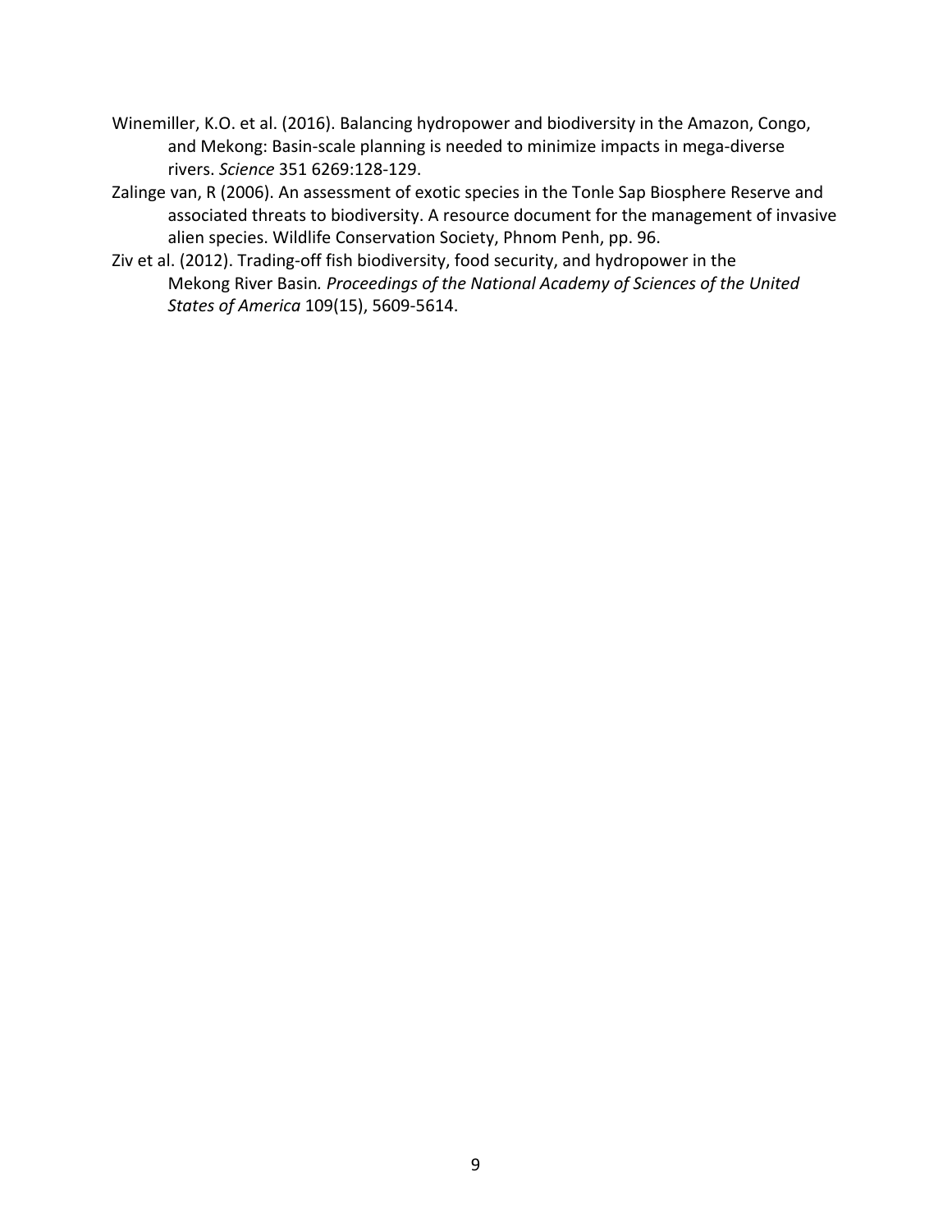Winemiller, K.O. et al. (2016). Balancing hydropower and biodiversity in the Amazon, Congo, and Mekong: Basin-scale planning is needed to minimize impacts in mega-diverse rivers. *Science* 351 6269:128-129.

Zalinge van, R (2006). An assessment of exotic species in the Tonle Sap Biosphere Reserve and associated threats to biodiversity. A resource document for the management of invasive alien species. Wildlife Conservation Society, Phnom Penh, pp. 96.

Ziv et al. (2012). Trading-off fish biodiversity, food security, and hydropower in the Mekong River Basin*. Proceedings of the National Academy of Sciences of the United States of America* 109(15), 5609-5614.